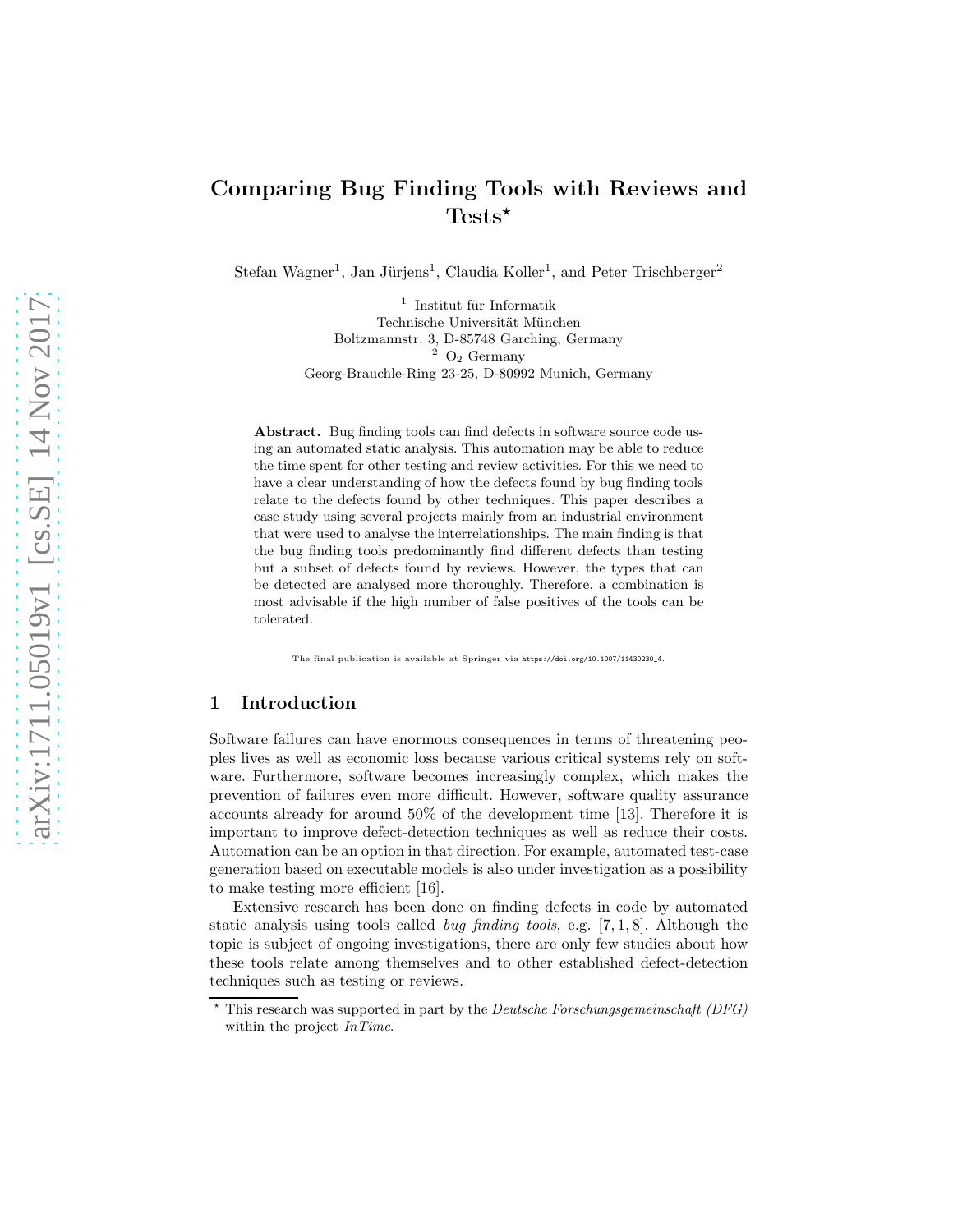# Comparing Bug Finding Tools with Reviews and Tests*

Stefan Wagner[1], Jan Jürjens[1], Claudia Koller[1], and Peter Trischberger[2]

[1] Institut für Informatik
Technische Universität München
Boltzmannstr. 3, D-85748 Garching, Germany

[2] $O_2$ Germany
Georg-Brauchle-Ring 23-25, D-80992 Munich, Germany

**Abstract.** Bug finding tools can find defects in software source code using an automated static analysis. This automation may be able to reduce the time spent for other testing and review activities. For this we need to have a clear understanding of how the defects found by bug finding tools relate to the defects found by other techniques. This paper describes a case study using several projects mainly from an industrial environment that were used to analyse the interrelationships. The main finding is that the bug finding tools predominantly find different defects than testing but a subset of defects found by reviews. However, the types that can be detected are analysed more thoroughly. Therefore, a combination is most advisable if the high number of false positives of the tools can be tolerated.

The final publication is available at Springer via https://doi.org/10.1007/11430230_4.

## 1 Introduction

Software failures can have enormous consequences in terms of threatening peoples lives as well as economic loss because various critical systems rely on software. Furthermore, software becomes increasingly complex, which makes the prevention of failures even more difficult. However, software quality assurance accounts already for around 50% of the development time [13]. Therefore it is important to improve defect-detection techniques as well as reduce their costs. Automation can be an option in that direction. For example, automated test-case generation based on executable models is also under investigation as a possibility to make testing more efficient [16].

Extensive research has been done on finding defects in code by automated static analysis using tools called *bug finding tools*, e.g. [7, 1, 8]. Although the topic is subject of ongoing investigations, there are only few studies about how these tools relate among themselves and to other established defect-detection techniques such as testing or reviews.

* This research was supported in part by the *Deutsche Forschungsgemeinschaft (DFG)* within the project *InTime*.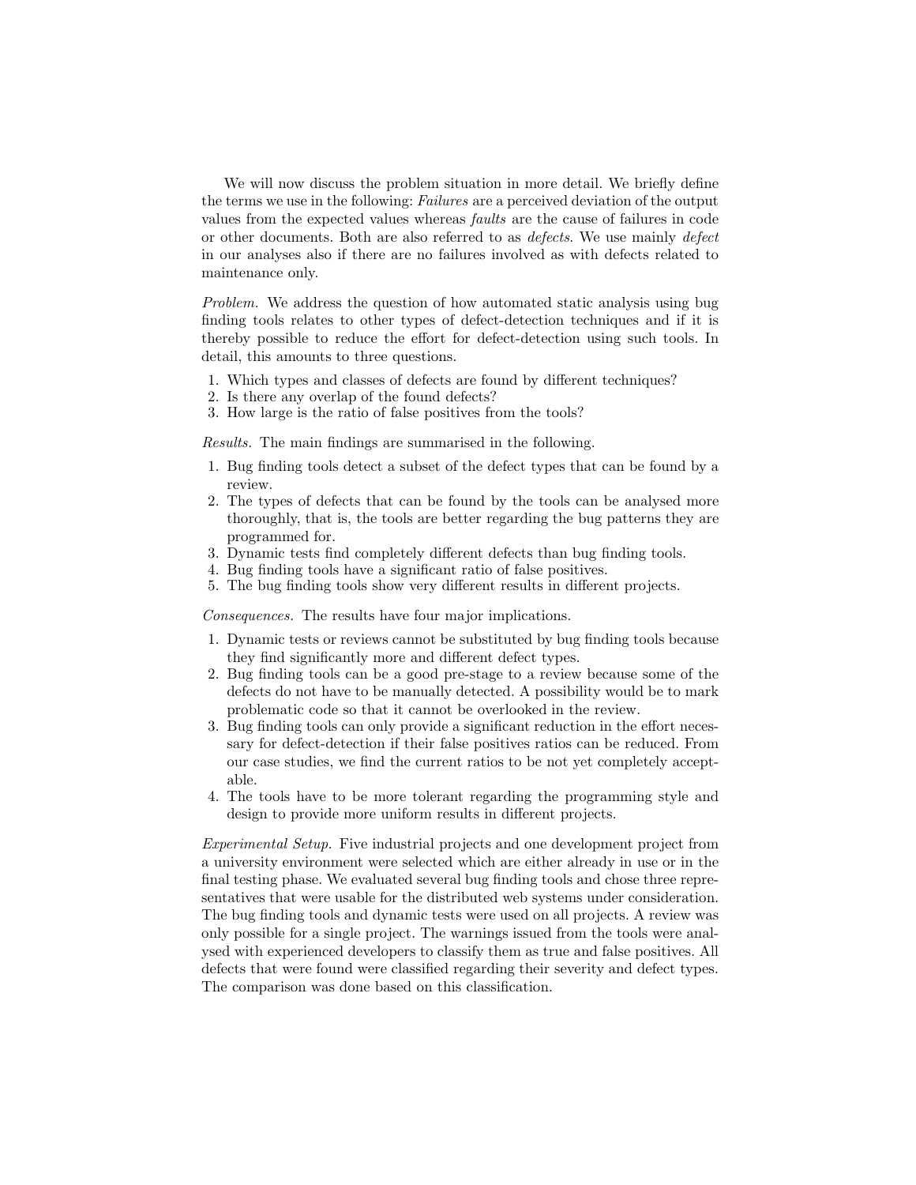We will now discuss the problem situation in more detail. We briefly define the terms we use in the following: *Failures* are a perceived deviation of the output values from the expected values whereas *faults* are the cause of failures in code or other documents. Both are also referred to as *defects*. We use mainly *defect* in our analyses also if there are no failures involved as with defects related to maintenance only.

*Problem.* We address the question of how automated static analysis using bug finding tools relates to other types of defect-detection techniques and if it is thereby possible to reduce the effort for defect-detection using such tools. In detail, this amounts to three questions.

1. Which types and classes of defects are found by different techniques?
2. Is there any overlap of the found defects?
3. How large is the ratio of false positives from the tools?

*Results.* The main findings are summarised in the following.

1. Bug finding tools detect a subset of the defect types that can be found by a review.
2. The types of defects that can be found by the tools can be analysed more thoroughly, that is, the tools are better regarding the bug patterns they are programmed for.
3. Dynamic tests find completely different defects than bug finding tools.
4. Bug finding tools have a significant ratio of false positives.
5. The bug finding tools show very different results in different projects.

*Consequences.* The results have four major implications.

1. Dynamic tests or reviews cannot be substituted by bug finding tools because they find significantly more and different defect types.
2. Bug finding tools can be a good pre-stage to a review because some of the defects do not have to be manually detected. A possibility would be to mark problematic code so that it cannot be overlooked in the review.
3. Bug finding tools can only provide a significant reduction in the effort necessary for defect-detection if their false positives ratios can be reduced. From our case studies, we find the current ratios to be not yet completely acceptable.
4. The tools have to be more tolerant regarding the programming style and design to provide more uniform results in different projects.

*Experimental Setup.* Five industrial projects and one development project from a university environment were selected which are either already in use or in the final testing phase. We evaluated several bug finding tools and chose three representatives that were usable for the distributed web systems under consideration. The bug finding tools and dynamic tests were used on all projects. A review was only possible for a single project. The warnings issued from the tools were analysed with experienced developers to classify them as true and false positives. All defects that were found were classified regarding their severity and defect types. The comparison was done based on this classification.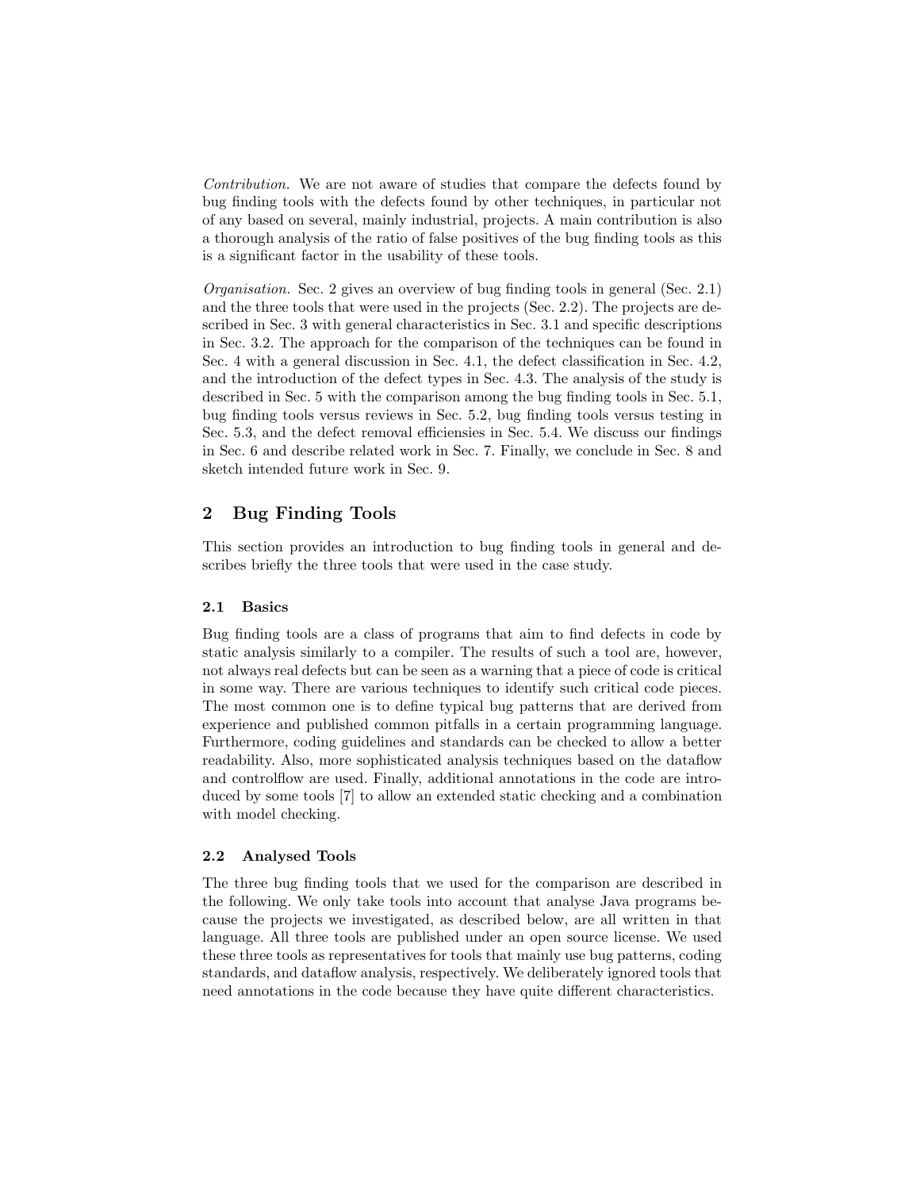*Contribution.* We are not aware of studies that compare the defects found by bug finding tools with the defects found by other techniques, in particular not of any based on several, mainly industrial, projects. A main contribution is also a thorough analysis of the ratio of false positives of the bug finding tools as this is a significant factor in the usability of these tools.

*Organisation.* Sec. 2 gives an overview of bug finding tools in general (Sec. 2.1) and the three tools that were used in the projects (Sec. 2.2). The projects are described in Sec. 3 with general characteristics in Sec. 3.1 and specific descriptions in Sec. 3.2. The approach for the comparison of the techniques can be found in Sec. 4 with a general discussion in Sec. 4.1, the defect classification in Sec. 4.2, and the introduction of the defect types in Sec. 4.3. The analysis of the study is described in Sec. 5 with the comparison among the bug finding tools in Sec. 5.1, bug finding tools versus reviews in Sec. 5.2, bug finding tools versus testing in Sec. 5.3, and the defect removal efficiensies in Sec. 5.4. We discuss our findings in Sec. 6 and describe related work in Sec. 7. Finally, we conclude in Sec. 8 and sketch intended future work in Sec. 9.

## 2 Bug Finding Tools

This section provides an introduction to bug finding tools in general and describes briefly the three tools that were used in the case study.

### 2.1 Basics

Bug finding tools are a class of programs that aim to find defects in code by static analysis similarly to a compiler. The results of such a tool are, however, not always real defects but can be seen as a warning that a piece of code is critical in some way. There are various techniques to identify such critical code pieces. The most common one is to define typical bug patterns that are derived from experience and published common pitfalls in a certain programming language. Furthermore, coding guidelines and standards can be checked to allow a better readability. Also, more sophisticated analysis techniques based on the dataflow and controlflow are used. Finally, additional annotations in the code are introduced by some tools [7] to allow an extended static checking and a combination with model checking.

### 2.2 Analysed Tools

The three bug finding tools that we used for the comparison are described in the following. We only take tools into account that analyse Java programs because the projects we investigated, as described below, are all written in that language. All three tools are published under an open source license. We used these three tools as representatives for tools that mainly use bug patterns, coding standards, and dataflow analysis, respectively. We deliberately ignored tools that need annotations in the code because they have quite different characteristics.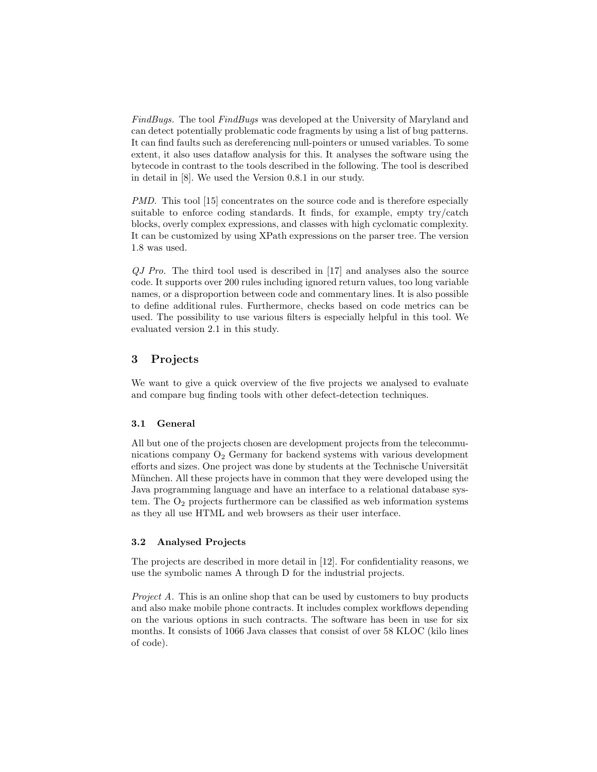*FindBugs.* The tool *FindBugs* was developed at the University of Maryland and can detect potentially problematic code fragments by using a list of bug patterns. It can find faults such as dereferencing null-pointers or unused variables. To some extent, it also uses dataflow analysis for this. It analyses the software using the bytecode in contrast to the tools described in the following. The tool is described in detail in [8]. We used the Version 0.8.1 in our study.

*PMD.* This tool [15] concentrates on the source code and is therefore especially suitable to enforce coding standards. It finds, for example, empty try/catch blocks, overly complex expressions, and classes with high cyclomatic complexity. It can be customized by using XPath expressions on the parser tree. The version 1.8 was used.

*QJ Pro.* The third tool used is described in [17] and analyses also the source code. It supports over 200 rules including ignored return values, too long variable names, or a disproportion between code and commentary lines. It is also possible to define additional rules. Furthermore, checks based on code metrics can be used. The possibility to use various filters is especially helpful in this tool. We evaluated version 2.1 in this study.

## 3 Projects

We want to give a quick overview of the five projects we analysed to evaluate and compare bug finding tools with other defect-detection techniques.

### 3.1 General

All but one of the projects chosen are development projects from the telecommunications company $O_2$ Germany for backend systems with various development efforts and sizes. One project was done by students at the Technische Universität München. All these projects have in common that they were developed using the Java programming language and have an interface to a relational database system. The $O_2$ projects furthermore can be classified as web information systems as they all use HTML and web browsers as their user interface.

### 3.2 Analysed Projects

The projects are described in more detail in [12]. For confidentiality reasons, we use the symbolic names A through D for the industrial projects.

*Project A.* This is an online shop that can be used by customers to buy products and also make mobile phone contracts. It includes complex workflows depending on the various options in such contracts. The software has been in use for six months. It consists of 1066 Java classes that consist of over 58 KLOC (kilo lines of code).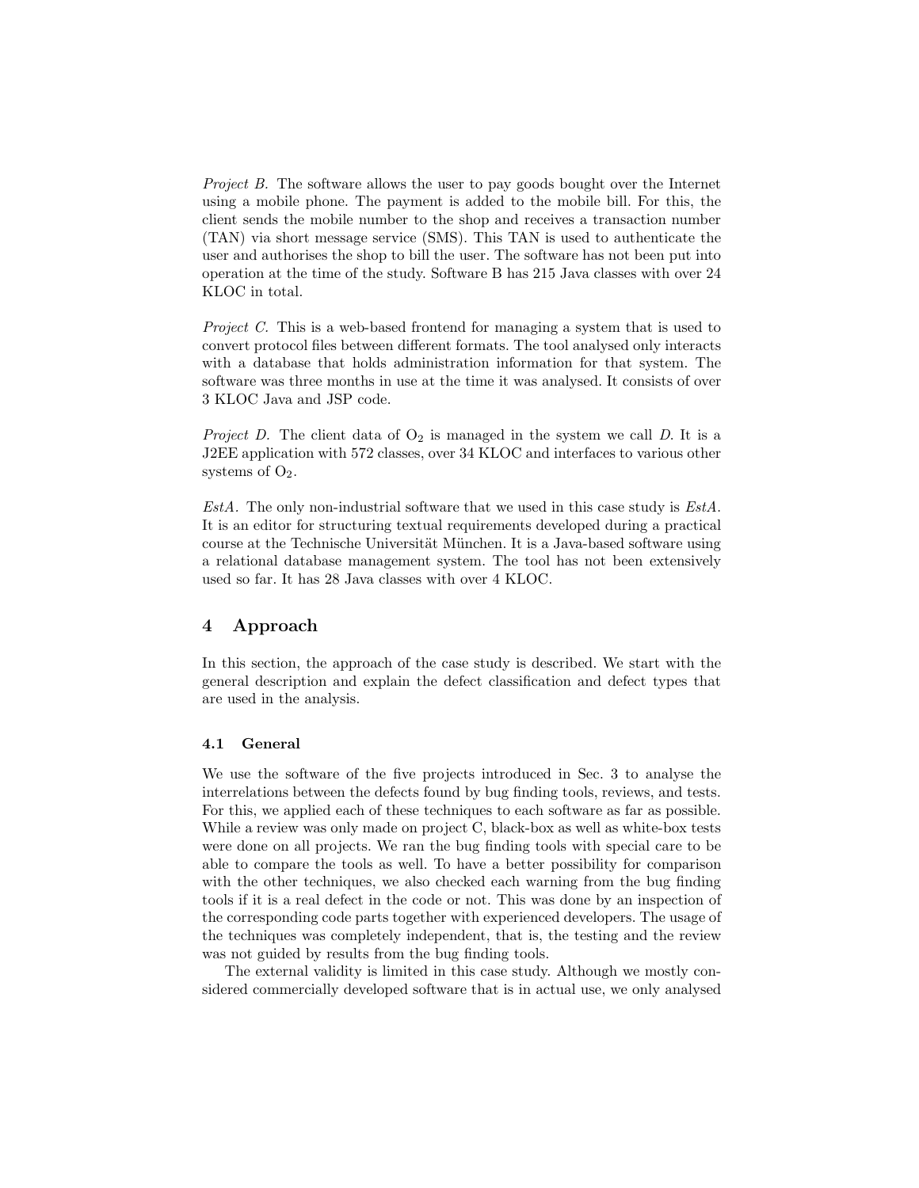*Project B.* The software allows the user to pay goods bought over the Internet using a mobile phone. The payment is added to the mobile bill. For this, the client sends the mobile number to the shop and receives a transaction number (TAN) via short message service (SMS). This TAN is used to authenticate the user and authorises the shop to bill the user. The software has not been put into operation at the time of the study. Software B has 215 Java classes with over 24 KLOC in total.

*Project C.* This is a web-based frontend for managing a system that is used to convert protocol files between different formats. The tool analysed only interacts with a database that holds administration information for that system. The software was three months in use at the time it was analysed. It consists of over 3 KLOC Java and JSP code.

*Project D.* The client data of $O_2$ is managed in the system we call *D*. It is a J2EE application with 572 classes, over 34 KLOC and interfaces to various other systems of $O_2$.

*EstA.* The only non-industrial software that we used in this case study is *EstA*. It is an editor for structuring textual requirements developed during a practical course at the Technische Universität München. It is a Java-based software using a relational database management system. The tool has not been extensively used so far. It has 28 Java classes with over 4 KLOC.

## 4 Approach

In this section, the approach of the case study is described. We start with the general description and explain the defect classification and defect types that are used in the analysis.

### 4.1 General

We use the software of the five projects introduced in Sec. 3 to analyse the interrelations between the defects found by bug finding tools, reviews, and tests. For this, we applied each of these techniques to each software as far as possible. While a review was only made on project C, black-box as well as white-box tests were done on all projects. We ran the bug finding tools with special care to be able to compare the tools as well. To have a better possibility for comparison with the other techniques, we also checked each warning from the bug finding tools if it is a real defect in the code or not. This was done by an inspection of the corresponding code parts together with experienced developers. The usage of the techniques was completely independent, that is, the testing and the review was not guided by results from the bug finding tools.

The external validity is limited in this case study. Although we mostly considered commercially developed software that is in actual use, we only analysed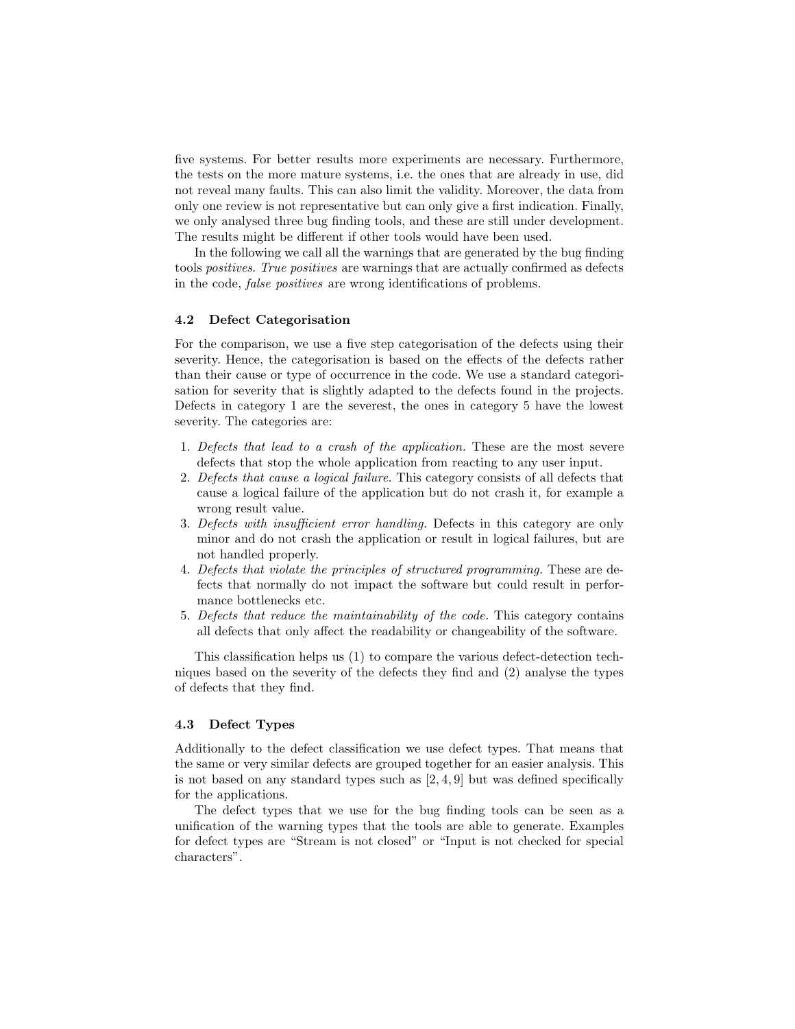five systems. For better results more experiments are necessary. Furthermore, the tests on the more mature systems, i.e. the ones that are already in use, did not reveal many faults. This can also limit the validity. Moreover, the data from only one review is not representative but can only give a first indication. Finally, we only analysed three bug finding tools, and these are still under development. The results might be different if other tools would have been used.

In the following we call all the warnings that are generated by the bug finding tools *positives*. *True positives* are warnings that are actually confirmed as defects in the code, *false positives* are wrong identifications of problems.

### 4.2 Defect Categorisation

For the comparison, we use a five step categorisation of the defects using their severity. Hence, the categorisation is based on the effects of the defects rather than their cause or type of occurrence in the code. We use a standard categorisation for severity that is slightly adapted to the defects found in the projects. Defects in category 1 are the severest, the ones in category 5 have the lowest severity. The categories are:

1. *Defects that lead to a crash of the application.* These are the most severe defects that stop the whole application from reacting to any user input.
2. *Defects that cause a logical failure.* This category consists of all defects that cause a logical failure of the application but do not crash it, for example a wrong result value.
3. *Defects with insufficient error handling.* Defects in this category are only minor and do not crash the application or result in logical failures, but are not handled properly.
4. *Defects that violate the principles of structured programming.* These are defects that normally do not impact the software but could result in performance bottlenecks etc.
5. *Defects that reduce the maintainability of the code.* This category contains all defects that only affect the readability or changeability of the software.

This classification helps us (1) to compare the various defect-detection techniques based on the severity of the defects they find and (2) analyse the types of defects that they find.

### 4.3 Defect Types

Additionally to the defect classification we use defect types. That means that the same or very similar defects are grouped together for an easier analysis. This is not based on any standard types such as [2, 4, 9] but was defined specifically for the applications.

The defect types that we use for the bug finding tools can be seen as a unification of the warning types that the tools are able to generate. Examples for defect types are "Stream is not closed" or "Input is not checked for special characters".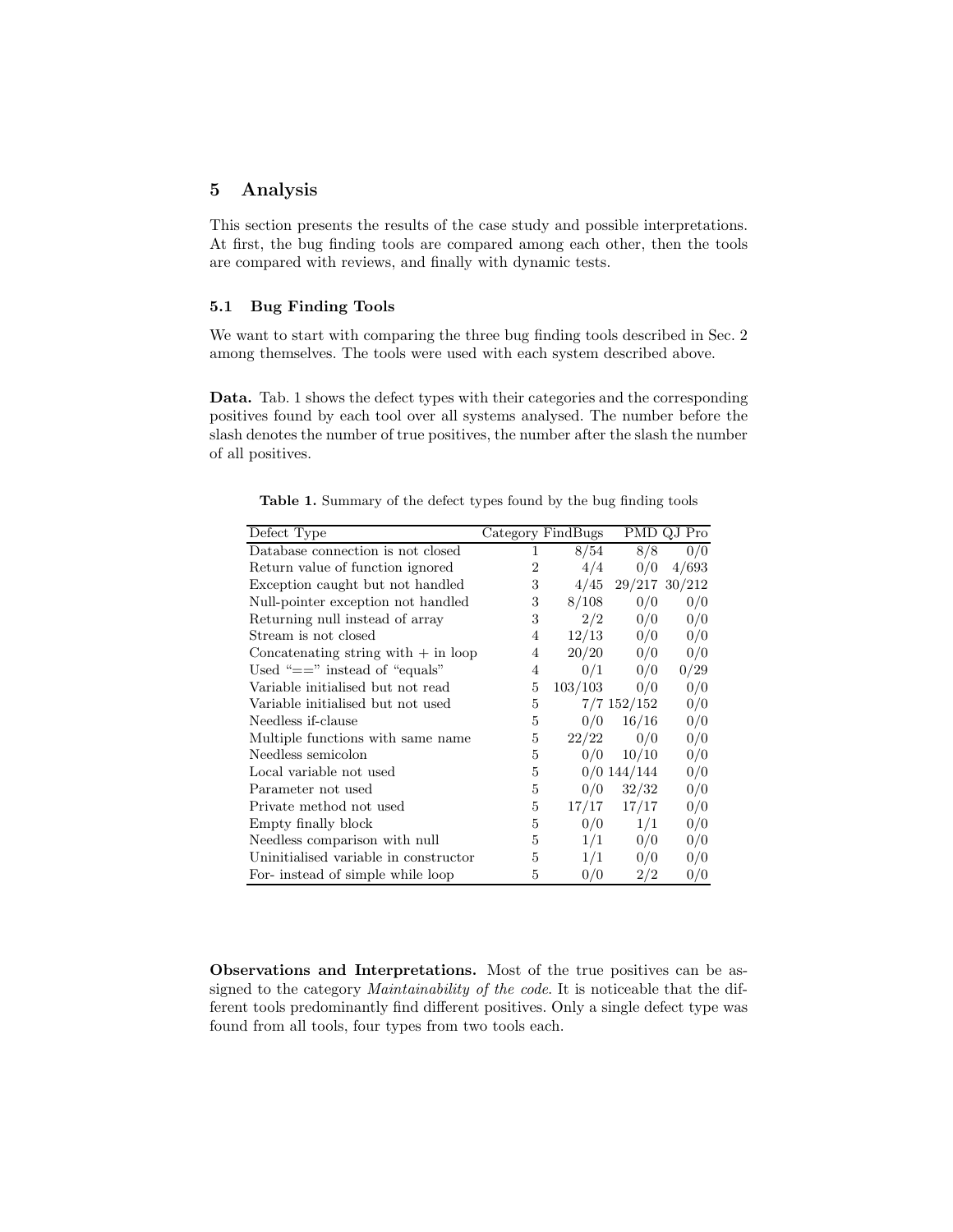## 5 Analysis

This section presents the results of the case study and possible interpretations. At first, the bug finding tools are compared among each other, then the tools are compared with reviews, and finally with dynamic tests.

### 5.1 Bug Finding Tools

We want to start with comparing the three bug finding tools described in Sec. 2 among themselves. The tools were used with each system described above.

**Data.** Tab. 1 shows the defect types with their categories and the corresponding positives found by each tool over all systems analysed. The number before the slash denotes the number of true positives, the number after the slash the number of all positives.

**Table 1.** Summary of the defect types found by the bug finding tools

| Defect Type | Category | FindBugs | PMD | QJ Pro |
|---|---|---|---|---|
| Database connection is not closed | 1 | 8/54 | 8/8 | 0/0 |
| Return value of function ignored | 2 | 4/4 | 0/0 | 4/693 |
| Exception caught but not handled | 3 | 4/45 | 29/217 | 30/212 |
| Null-pointer exception not handled | 3 | 8/108 | 0/0 | 0/0 |
| Returning null instead of array | 3 | 2/2 | 0/0 | 0/0 |
| Stream is not closed | 4 | 12/13 | 0/0 | 0/0 |
| Concatenating string with + in loop | 4 | 20/20 | 0/0 | 0/0 |
| Used "==" instead of "equals" | 4 | 0/1 | 0/0 | 0/29 |
| Variable initialised but not read | 5 | 103/103 | 0/0 | 0/0 |
| Variable initialised but not used | 5 | 7/7 | 152/152 | 0/0 |
| Needless if-clause | 5 | 0/0 | 16/16 | 0/0 |
| Multiple functions with same name | 5 | 22/22 | 0/0 | 0/0 |
| Needless semicolon | 5 | 0/0 | 10/10 | 0/0 |
| Local variable not used | 5 | 0/0 | 144/144 | 0/0 |
| Parameter not used | 5 | 0/0 | 32/32 | 0/0 |
| Private method not used | 5 | 17/17 | 17/17 | 0/0 |
| Empty finally block | 5 | 0/0 | 1/1 | 0/0 |
| Needless comparison with null | 5 | 1/1 | 0/0 | 0/0 |
| Uninitialised variable in constructor | 5 | 1/1 | 0/0 | 0/0 |
| For- instead of simple while loop | 5 | 0/0 | 2/2 | 0/0 |

**Observations and Interpretations.** Most of the true positives can be assigned to the category *Maintainability of the code*. It is noticeable that the different tools predominantly find different positives. Only a single defect type was found from all tools, four types from two tools each.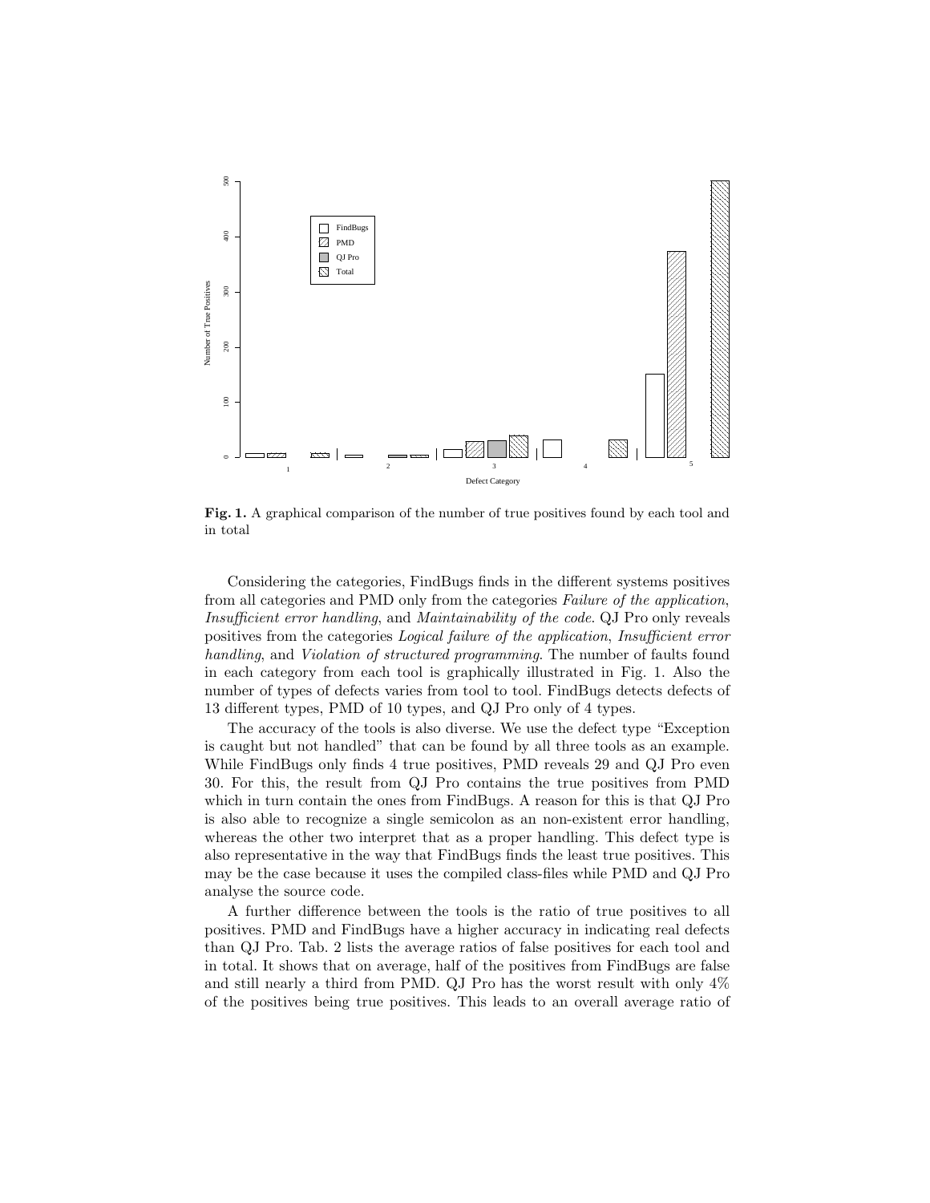**Fig. 1.** A graphical comparison of the number of true positives found by each tool and in total

Considering the categories, FindBugs finds in the different systems positives from all categories and PMD only from the categories *Failure of the application*, *Insufficient error handling*, and *Maintainability of the code*. QJ Pro only reveals positives from the categories *Logical failure of the application*, *Insufficient error handling*, and *Violation of structured programming*. The number of faults found in each category from each tool is graphically illustrated in Fig. 1. Also the number of types of defects varies from tool to tool. FindBugs detects defects of 13 different types, PMD of 10 types, and QJ Pro only of 4 types.

The accuracy of the tools is also diverse. We use the defect type "Exception is caught but not handled" that can be found by all three tools as an example. While FindBugs only finds 4 true positives, PMD reveals 29 and QJ Pro even 30. For this, the result from QJ Pro contains the true positives from PMD which in turn contain the ones from FindBugs. A reason for this is that QJ Pro is also able to recognize a single semicolon as an non-existent error handling, whereas the other two interpret that as a proper handling. This defect type is also representative in the way that FindBugs finds the least true positives. This may be the case because it uses the compiled class-files while PMD and QJ Pro analyse the source code.

A further difference between the tools is the ratio of true positives to all positives. PMD and FindBugs have a higher accuracy in indicating real defects than QJ Pro. Tab. 2 lists the average ratios of false positives for each tool and in total. It shows that on average, half of the positives from FindBugs are false and still nearly a third from PMD. QJ Pro has the worst result with only 4% of the positives being true positives. This leads to an overall average ratio of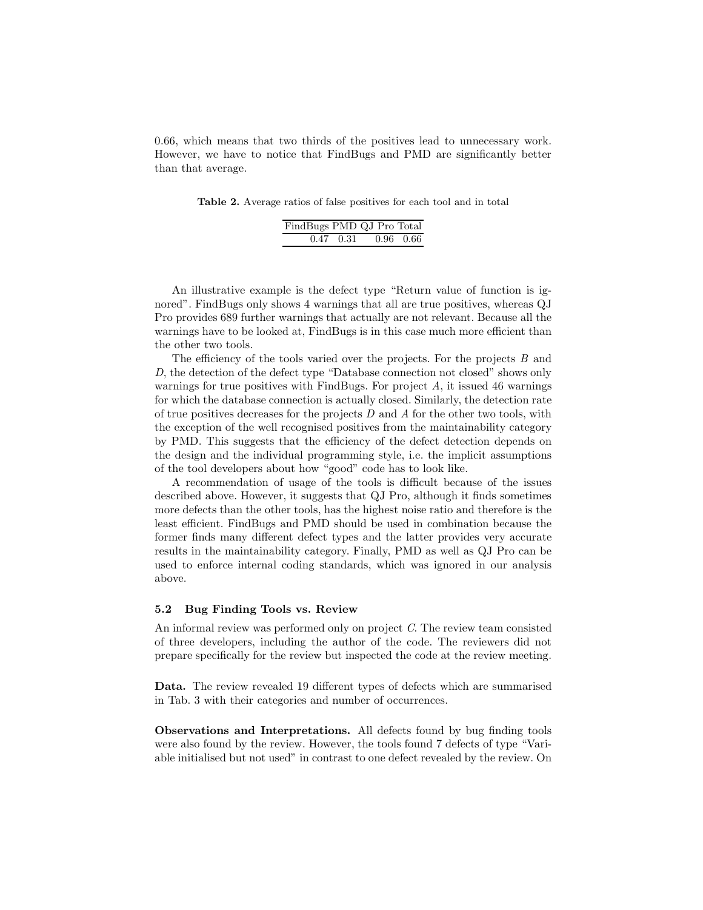0.66, which means that two thirds of the positives lead to unnecessary work. However, we have to notice that FindBugs and PMD are significantly better than that average.

**Table 2.** Average ratios of false positives for each tool and in total

| FindBugs | PMD | QJ Pro | Total |
|---|---|---|---|
| 0.47 | 0.31 | 0.96 | 0.66 |

An illustrative example is the defect type "Return value of function is ignored". FindBugs only shows 4 warnings that all are true positives, whereas QJ Pro provides 689 further warnings that actually are not relevant. Because all the warnings have to be looked at, FindBugs is in this case much more efficient than the other two tools.

The efficiency of the tools varied over the projects. For the projects *B* and *D*, the detection of the defect type "Database connection not closed" shows only warnings for true positives with FindBugs. For project *A*, it issued 46 warnings for which the database connection is actually closed. Similarly, the detection rate of true positives decreases for the projects *D* and *A* for the other two tools, with the exception of the well recognised positives from the maintainability category by PMD. This suggests that the efficiency of the defect detection depends on the design and the individual programming style, i.e. the implicit assumptions of the tool developers about how "good" code has to look like.

A recommendation of usage of the tools is difficult because of the issues described above. However, it suggests that QJ Pro, although it finds sometimes more defects than the other tools, has the highest noise ratio and therefore is the least efficient. FindBugs and PMD should be used in combination because the former finds many different defect types and the latter provides very accurate results in the maintainability category. Finally, PMD as well as QJ Pro can be used to enforce internal coding standards, which was ignored in our analysis above.

### 5.2 Bug Finding Tools vs. Review

An informal review was performed only on project *C*. The review team consisted of three developers, including the author of the code. The reviewers did not prepare specifically for the review but inspected the code at the review meeting.

**Data.** The review revealed 19 different types of defects which are summarised in Tab. 3 with their categories and number of occurrences.

**Observations and Interpretations.** All defects found by bug finding tools were also found by the review. However, the tools found 7 defects of type "Variable initialised but not used" in contrast to one defect revealed by the review. On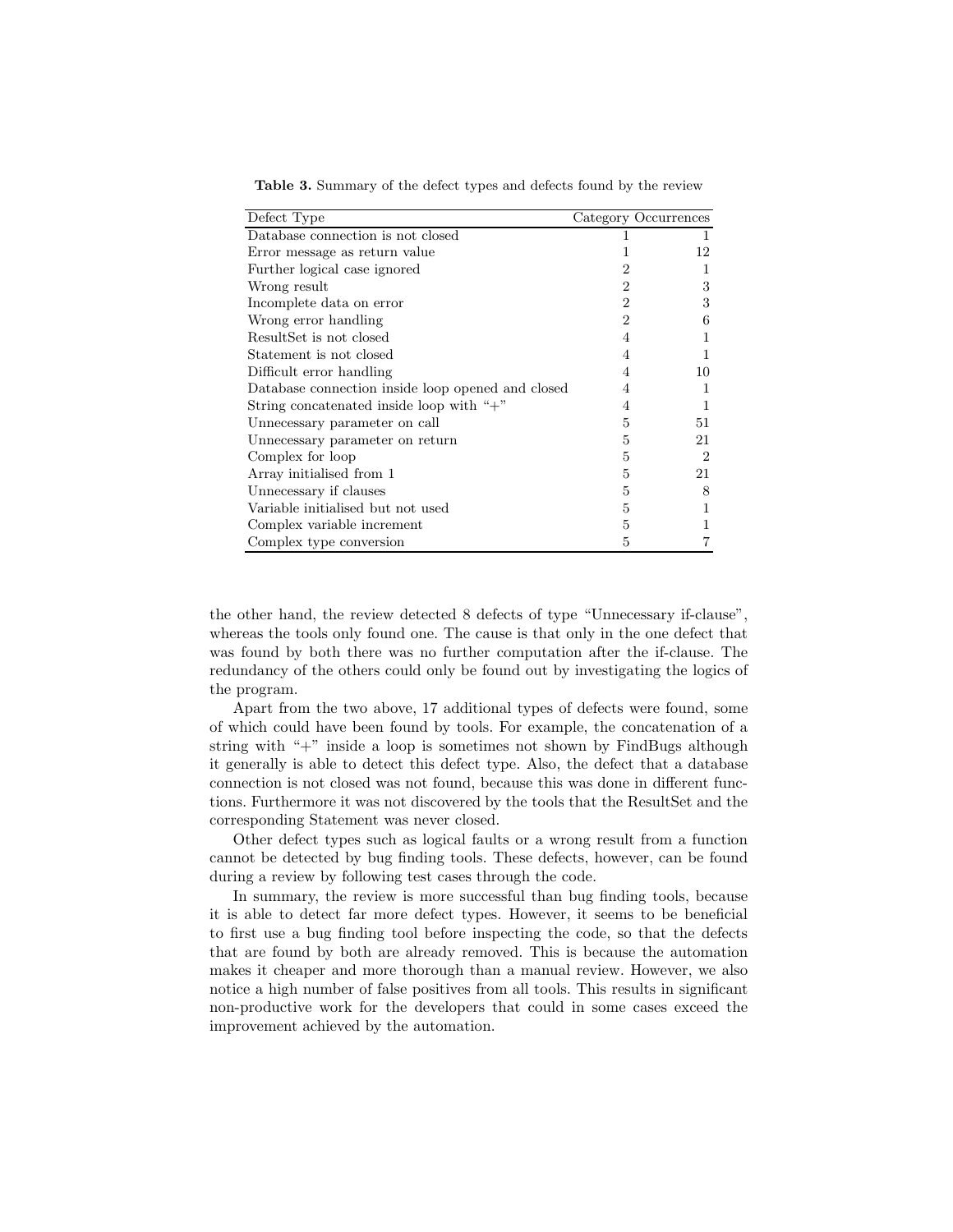**Table 3.** Summary of the defect types and defects found by the review

| Defect Type | Category | Occurrences |
|---|---|---|
| Database connection is not closed | 1 | 1 |
| Error message as return value | 1 | 12 |
| Further logical case ignored | 2 | 1 |
| Wrong result | 2 | 3 |
| Incomplete data on error | 2 | 3 |
| Wrong error handling | 2 | 6 |
| ResultSet is not closed | 4 | 1 |
| Statement is not closed | 4 | 1 |
| Difficult error handling | 4 | 10 |
| Database connection inside loop opened and closed | 4 | 1 |
| String concatenated inside loop with "+" | 4 | 1 |
| Unnecessary parameter on call | 5 | 51 |
| Unnecessary parameter on return | 5 | 21 |
| Complex for loop | 5 | 2 |
| Array initialised from 1 | 5 | 21 |
| Unnecessary if clauses | 5 | 8 |
| Variable initialised but not used | 5 | 1 |
| Complex variable increment | 5 | 1 |
| Complex type conversion | 5 | 7 |

the other hand, the review detected 8 defects of type "Unnecessary if-clause", whereas the tools only found one. The cause is that only in the one defect that was found by both there was no further computation after the if-clause. The redundancy of the others could only be found out by investigating the logics of the program.

Apart from the two above, 17 additional types of defects were found, some of which could have been found by tools. For example, the concatenation of a string with "+" inside a loop is sometimes not shown by FindBugs although it generally is able to detect this defect type. Also, the defect that a database connection is not closed was not found, because this was done in different functions. Furthermore it was not discovered by the tools that the ResultSet and the corresponding Statement was never closed.

Other defect types such as logical faults or a wrong result from a function cannot be detected by bug finding tools. These defects, however, can be found during a review by following test cases through the code.

In summary, the review is more successful than bug finding tools, because it is able to detect far more defect types. However, it seems to be beneficial to first use a bug finding tool before inspecting the code, so that the defects that are found by both are already removed. This is because the automation makes it cheaper and more thorough than a manual review. However, we also notice a high number of false positives from all tools. This results in significant non-productive work for the developers that could in some cases exceed the improvement achieved by the automation.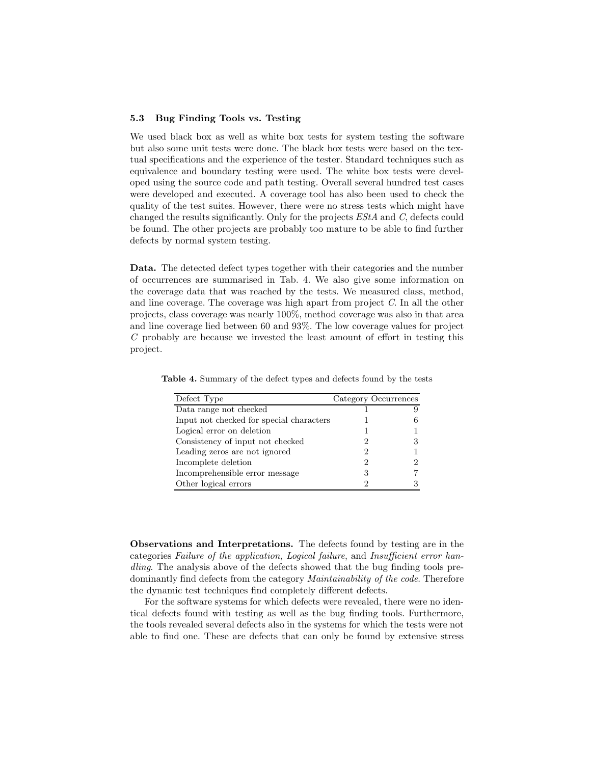### 5.3 Bug Finding Tools vs. Testing

We used black box as well as white box tests for system testing the software but also some unit tests were done. The black box tests were based on the textual specifications and the experience of the tester. Standard techniques such as equivalence and boundary testing were used. The white box tests were developed using the source code and path testing. Overall several hundred test cases were developed and executed. A coverage tool has also been used to check the quality of the test suites. However, there were no stress tests which might have changed the results significantly. Only for the projects *EStA* and *C*, defects could be found. The other projects are probably too mature to be able to find further defects by normal system testing.

**Data.** The detected defect types together with their categories and the number of occurrences are summarised in Tab. 4. We also give some information on the coverage data that was reached by the tests. We measured class, method, and line coverage. The coverage was high apart from project *C*. In all the other projects, class coverage was nearly 100%, method coverage was also in that area and line coverage lied between 60 and 93%. The low coverage values for project *C* probably are because we invested the least amount of effort in testing this project.

**Table 4.** Summary of the defect types and defects found by the tests

| Defect Type | Category | Occurrences |
|---|---|---|
| Data range not checked | 1 | 9 |
| Input not checked for special characters | 1 | 6 |
| Logical error on deletion | 1 | 1 |
| Consistency of input not checked | 2 | 3 |
| Leading zeros are not ignored | 2 | 1 |
| Incomplete deletion | 2 | 2 |
| Incomprehensible error message | 3 | 7 |
| Other logical errors | 2 | 3 |

**Observations and Interpretations.** The defects found by testing are in the categories *Failure of the application*, *Logical failure*, and *Insufficient error handling*. The analysis above of the defects showed that the bug finding tools predominantly find defects from the category *Maintainability of the code*. Therefore the dynamic test techniques find completely different defects.

For the software systems for which defects were revealed, there were no identical defects found with testing as well as the bug finding tools. Furthermore, the tools revealed several defects also in the systems for which the tests were not able to find one. These are defects that can only be found by extensive stress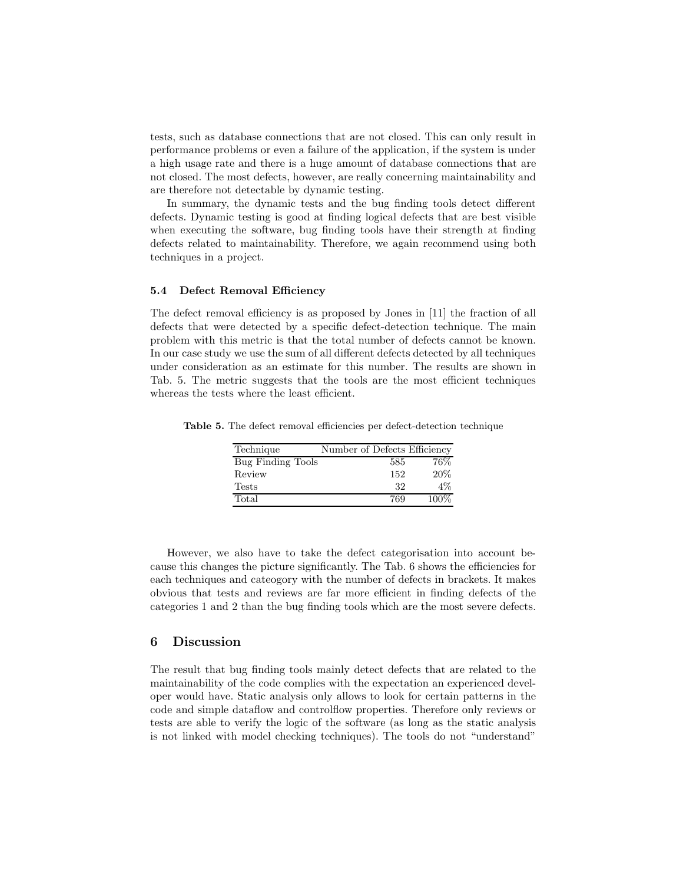tests, such as database connections that are not closed. This can only result in performance problems or even a failure of the application, if the system is under a high usage rate and there is a huge amount of database connections that are not closed. The most defects, however, are really concerning maintainability and are therefore not detectable by dynamic testing.

In summary, the dynamic tests and the bug finding tools detect different defects. Dynamic testing is good at finding logical defects that are best visible when executing the software, bug finding tools have their strength at finding defects related to maintainability. Therefore, we again recommend using both techniques in a project.

### 5.4 Defect Removal Efficiency

The defect removal efficiency is as proposed by Jones in [11] the fraction of all defects that were detected by a specific defect-detection technique. The main problem with this metric is that the total number of defects cannot be known. In our case study we use the sum of all different defects detected by all techniques under consideration as an estimate for this number. The results are shown in Tab. 5. The metric suggests that the tools are the most efficient techniques whereas the tests where the least efficient.

**Table 5.** The defect removal efficiencies per defect-detection technique

| Technique | Number of Defects | Efficiency |
|---|---|---|
| Bug Finding Tools | 585 | 76% |
| Review | 152 | 20% |
| Tests | 32 | 4% |
| Total | 769 | 100% |

However, we also have to take the defect categorisation into account because this changes the picture significantly. The Tab. 6 shows the efficiencies for each techniques and cateogory with the number of defects in brackets. It makes obvious that tests and reviews are far more efficient in finding defects of the categories 1 and 2 than the bug finding tools which are the most severe defects.

## 6 Discussion

The result that bug finding tools mainly detect defects that are related to the maintainability of the code complies with the expectation an experienced developer would have. Static analysis only allows to look for certain patterns in the code and simple dataflow and controlflow properties. Therefore only reviews or tests are able to verify the logic of the software (as long as the static analysis is not linked with model checking techniques). The tools do not "understand"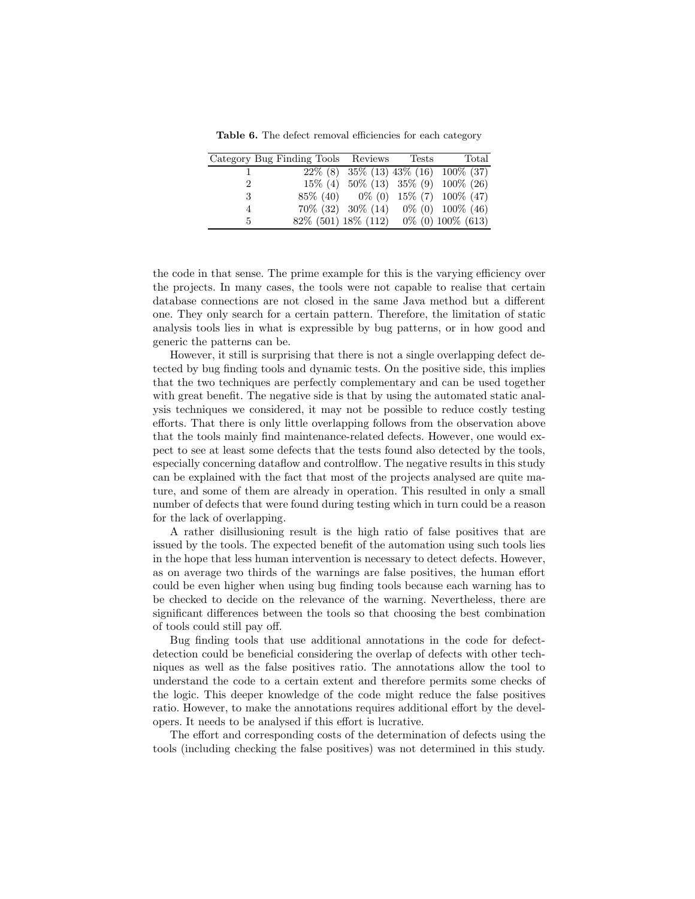**Table 6.** The defect removal efficiencies for each category

| Category | Bug Finding Tools | Reviews | Tests | Total |
|---|---|---|---|---|
| 1 | 22% (8) | 35% (13) | 43% (16) | 100% (37) |
| 2 | 15% (4) | 50% (13) | 35% (9) | 100% (26) |
| 3 | 85% (40) | 0% (0) | 15% (7) | 100% (47) |
| 4 | 70% (32) | 30% (14) | 0% (0) | 100% (46) |
| 5 | 82% (501) | 18% (112) | 0% (0) | 100% (613) |

the code in that sense. The prime example for this is the varying efficiency over the projects. In many cases, the tools were not capable to realise that certain database connections are not closed in the same Java method but a different one. They only search for a certain pattern. Therefore, the limitation of static analysis tools lies in what is expressible by bug patterns, or in how good and generic the patterns can be.

However, it still is surprising that there is not a single overlapping defect detected by bug finding tools and dynamic tests. On the positive side, this implies that the two techniques are perfectly complementary and can be used together with great benefit. The negative side is that by using the automated static analysis techniques we considered, it may not be possible to reduce costly testing efforts. That there is only little overlapping follows from the observation above that the tools mainly find maintenance-related defects. However, one would expect to see at least some defects that the tests found also detected by the tools, especially concerning dataflow and controlflow. The negative results in this study can be explained with the fact that most of the projects analysed are quite mature, and some of them are already in operation. This resulted in only a small number of defects that were found during testing which in turn could be a reason for the lack of overlapping.

A rather disillusioning result is the high ratio of false positives that are issued by the tools. The expected benefit of the automation using such tools lies in the hope that less human intervention is necessary to detect defects. However, as on average two thirds of the warnings are false positives, the human effort could be even higher when using bug finding tools because each warning has to be checked to decide on the relevance of the warning. Nevertheless, there are significant differences between the tools so that choosing the best combination of tools could still pay off.

Bug finding tools that use additional annotations in the code for defect-detection could be beneficial considering the overlap of defects with other techniques as well as the false positives ratio. The annotations allow the tool to understand the code to a certain extent and therefore permits some checks of the logic. This deeper knowledge of the code might reduce the false positives ratio. However, to make the annotations requires additional effort by the developers. It needs to be analysed if this effort is lucrative.

The effort and corresponding costs of the determination of defects using the tools (including checking the false positives) was not determined in this study.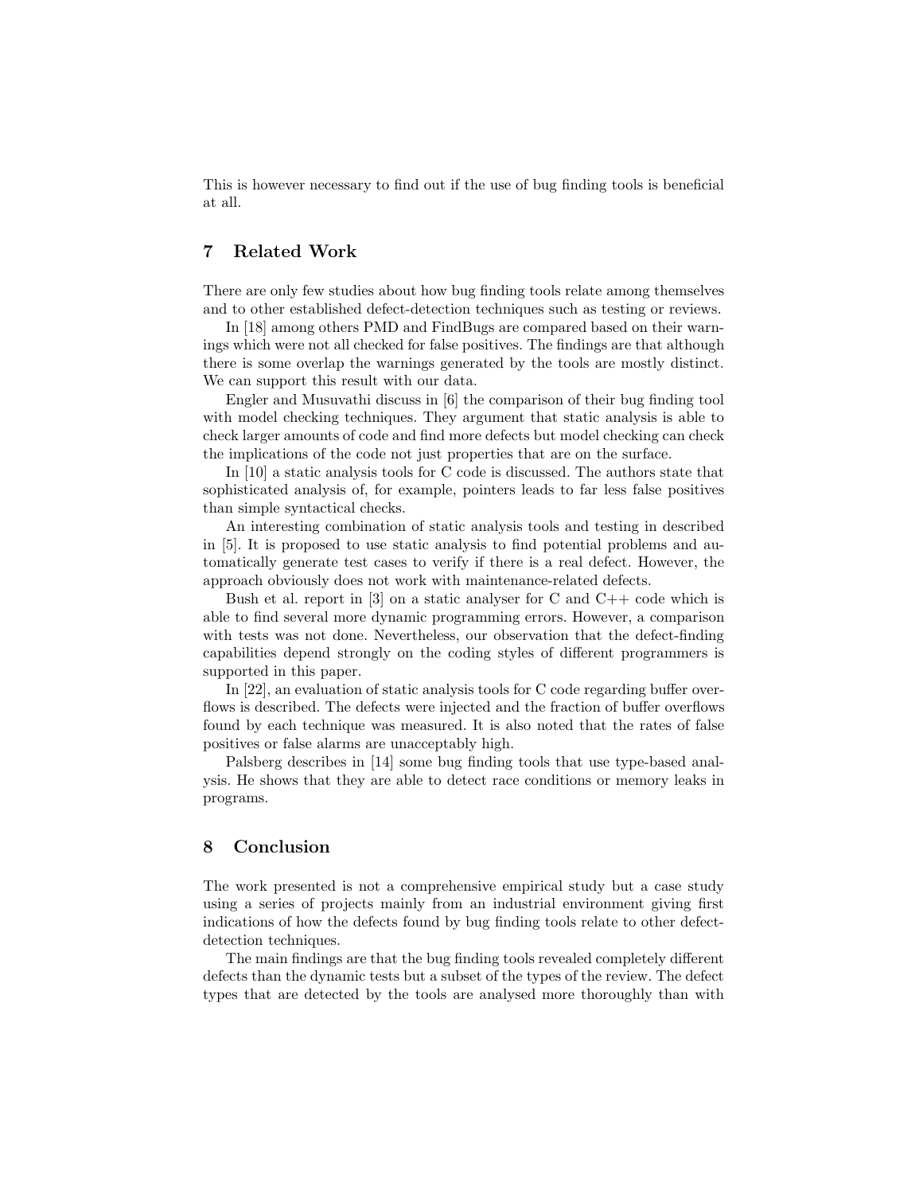This is however necessary to find out if the use of bug finding tools is beneficial at all.

## 7 Related Work

There are only few studies about how bug finding tools relate among themselves and to other established defect-detection techniques such as testing or reviews.

In [18] among others PMD and FindBugs are compared based on their warnings which were not all checked for false positives. The findings are that although there is some overlap the warnings generated by the tools are mostly distinct. We can support this result with our data.

Engler and Musuvathi discuss in [6] the comparison of their bug finding tool with model checking techniques. They argument that static analysis is able to check larger amounts of code and find more defects but model checking can check the implications of the code not just properties that are on the surface.

In [10] a static analysis tools for C code is discussed. The authors state that sophisticated analysis of, for example, pointers leads to far less false positives than simple syntactical checks.

An interesting combination of static analysis tools and testing in described in [5]. It is proposed to use static analysis to find potential problems and automatically generate test cases to verify if there is a real defect. However, the approach obviously does not work with maintenance-related defects.

Bush et al. report in [3] on a static analyser for C and C++ code which is able to find several more dynamic programming errors. However, a comparison with tests was not done. Nevertheless, our observation that the defect-finding capabilities depend strongly on the coding styles of different programmers is supported in this paper.

In [22], an evaluation of static analysis tools for C code regarding buffer overflows is described. The defects were injected and the fraction of buffer overflows found by each technique was measured. It is also noted that the rates of false positives or false alarms are unacceptably high.

Palsberg describes in [14] some bug finding tools that use type-based analysis. He shows that they are able to detect race conditions or memory leaks in programs.

## 8 Conclusion

The work presented is not a comprehensive empirical study but a case study using a series of projects mainly from an industrial environment giving first indications of how the defects found by bug finding tools relate to other defect-detection techniques.

The main findings are that the bug finding tools revealed completely different defects than the dynamic tests but a subset of the types of the review. The defect types that are detected by the tools are analysed more thoroughly than with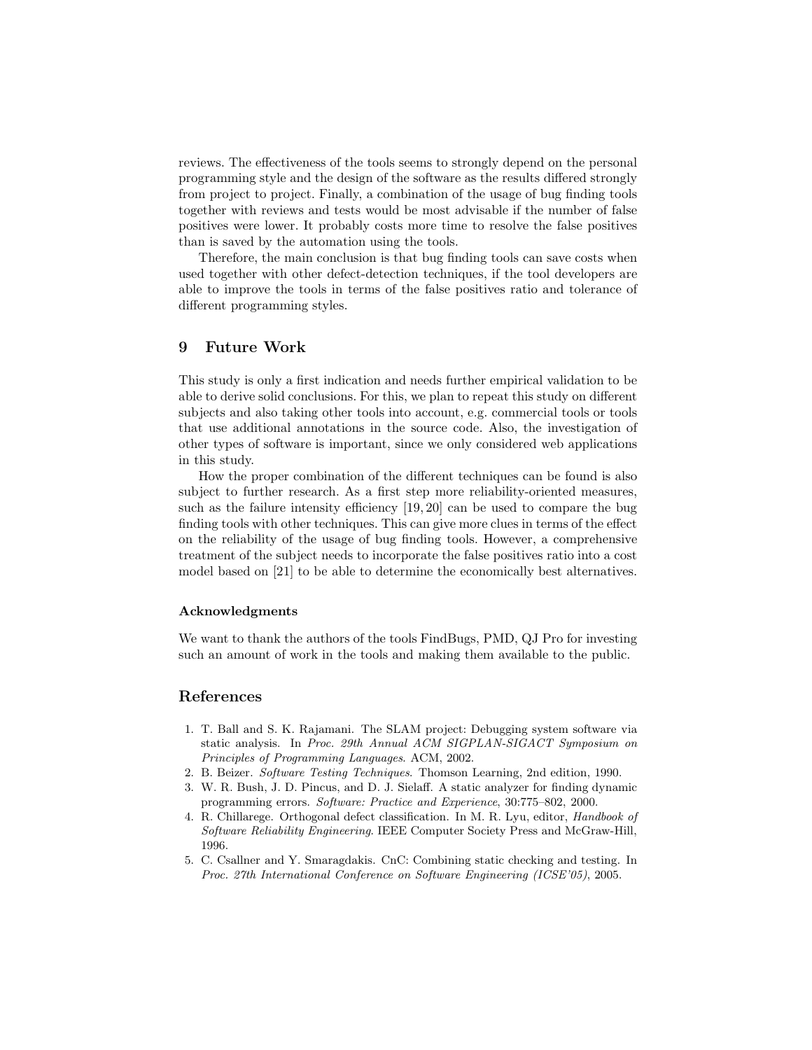reviews. The effectiveness of the tools seems to strongly depend on the personal programming style and the design of the software as the results differed strongly from project to project. Finally, a combination of the usage of bug finding tools together with reviews and tests would be most advisable if the number of false positives were lower. It probably costs more time to resolve the false positives than is saved by the automation using the tools.

Therefore, the main conclusion is that bug finding tools can save costs when used together with other defect-detection techniques, if the tool developers are able to improve the tools in terms of the false positives ratio and tolerance of different programming styles.

## 9 Future Work

This study is only a first indication and needs further empirical validation to be able to derive solid conclusions. For this, we plan to repeat this study on different subjects and also taking other tools into account, e.g. commercial tools or tools that use additional annotations in the source code. Also, the investigation of other types of software is important, since we only considered web applications in this study.

How the proper combination of the different techniques can be found is also subject to further research. As a first step more reliability-oriented measures, such as the failure intensity efficiency [19, 20] can be used to compare the bug finding tools with other techniques. This can give more clues in terms of the effect on the reliability of the usage of bug finding tools. However, a comprehensive treatment of the subject needs to incorporate the false positives ratio into a cost model based on [21] to be able to determine the economically best alternatives.

### Acknowledgments

We want to thank the authors of the tools FindBugs, PMD, QJ Pro for investing such an amount of work in the tools and making them available to the public.

## References

1. T. Ball and S. K. Rajamani. The SLAM project: Debugging system software via static analysis. In *Proc. 29th Annual ACM SIGPLAN-SIGACT Symposium on Principles of Programming Languages*. ACM, 2002.
2. B. Beizer. *Software Testing Techniques*. Thomson Learning, 2nd edition, 1990.
3. W. R. Bush, J. D. Pincus, and D. J. Sielaff. A static analyzer for finding dynamic programming errors. *Software: Practice and Experience*, 30:775–802, 2000.
4. R. Chillarege. Orthogonal defect classification. In M. R. Lyu, editor, *Handbook of Software Reliability Engineering*. IEEE Computer Society Press and McGraw-Hill, 1996.
5. C. Csallner and Y. Smaragdakis. CnC: Combining static checking and testing. In *Proc. 27th International Conference on Software Engineering (ICSE'05)*, 2005.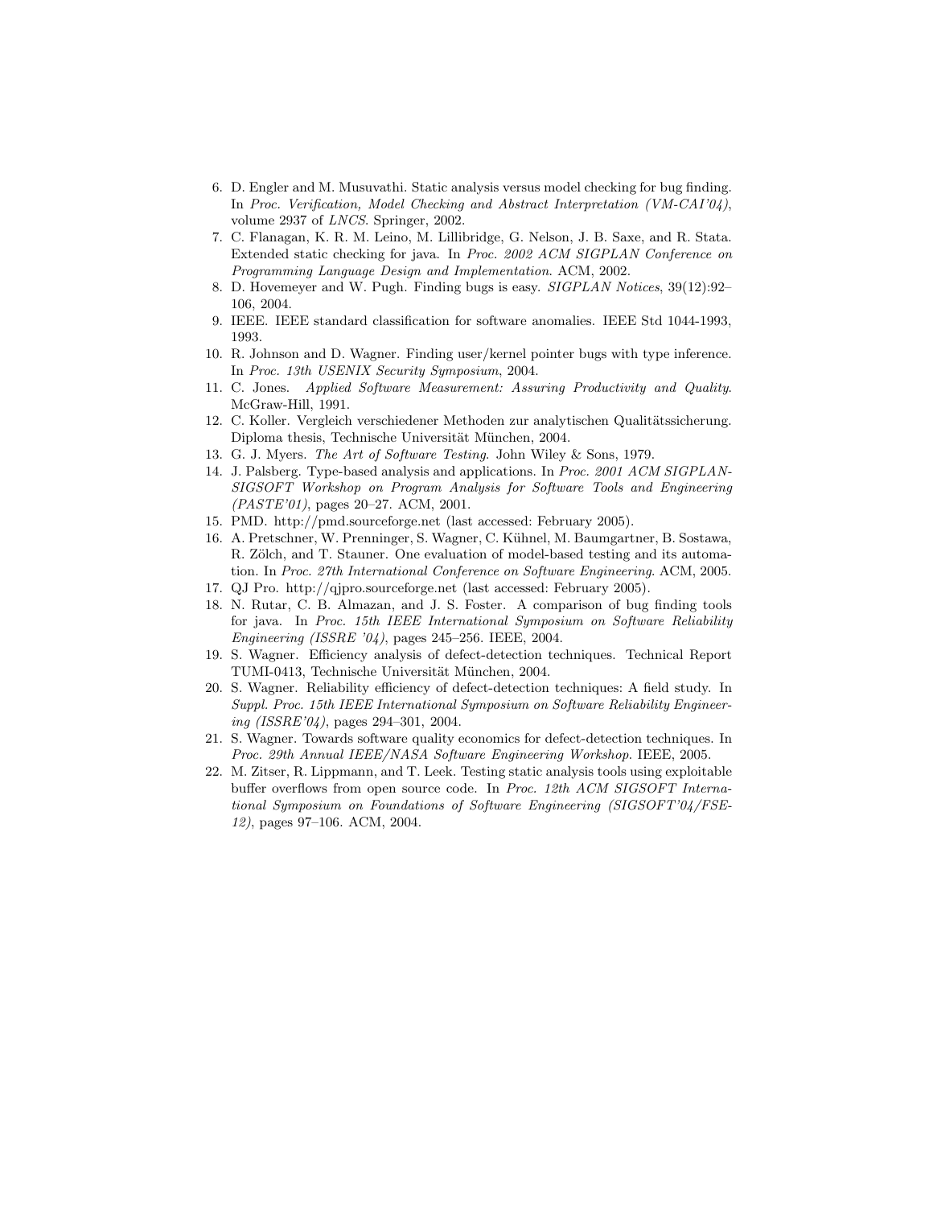6. D. Engler and M. Musuvathi. Static analysis versus model checking for bug finding. In *Proc. Verification, Model Checking and Abstract Interpretation (VM-CAI'04)*, volume 2937 of *LNCS*. Springer, 2002.
7. C. Flanagan, K. R. M. Leino, M. Lillibridge, G. Nelson, J. B. Saxe, and R. Stata. Extended static checking for java. In *Proc. 2002 ACM SIGPLAN Conference on Programming Language Design and Implementation*. ACM, 2002.
8. D. Hovemeyer and W. Pugh. Finding bugs is easy. *SIGPLAN Notices*, 39(12):92–106, 2004.
9. IEEE. IEEE standard classification for software anomalies. IEEE Std 1044-1993, 1993.
10. R. Johnson and D. Wagner. Finding user/kernel pointer bugs with type inference. In *Proc. 13th USENIX Security Symposium*, 2004.
11. C. Jones. *Applied Software Measurement: Assuring Productivity and Quality*. McGraw-Hill, 1991.
12. C. Koller. Vergleich verschiedener Methoden zur analytischen Qualitätssicherung. Diploma thesis, Technische Universität München, 2004.
13. G. J. Myers. *The Art of Software Testing*. John Wiley & Sons, 1979.
14. J. Palsberg. Type-based analysis and applications. In *Proc. 2001 ACM SIGPLAN-SIGSOFT Workshop on Program Analysis for Software Tools and Engineering (PASTE'01)*, pages 20–27. ACM, 2001.
15. PMD. http://pmd.sourceforge.net (last accessed: February 2005).
16. A. Pretschner, W. Prenninger, S. Wagner, C. Kühnel, M. Baumgartner, B. Sostawa, R. Zölch, and T. Stauner. One evaluation of model-based testing and its automation. In *Proc. 27th International Conference on Software Engineering*. ACM, 2005.
17. QJ Pro. http://qjpro.sourceforge.net (last accessed: February 2005).
18. N. Rutar, C. B. Almazan, and J. S. Foster. A comparison of bug finding tools for java. In *Proc. 15th IEEE International Symposium on Software Reliability Engineering (ISSRE '04)*, pages 245–256. IEEE, 2004.
19. S. Wagner. Efficiency analysis of defect-detection techniques. Technical Report TUMI-0413, Technische Universität München, 2004.
20. S. Wagner. Reliability efficiency of defect-detection techniques: A field study. In *Suppl. Proc. 15th IEEE International Symposium on Software Reliability Engineering (ISSRE'04)*, pages 294–301, 2004.
21. S. Wagner. Towards software quality economics for defect-detection techniques. In *Proc. 29th Annual IEEE/NASA Software Engineering Workshop*. IEEE, 2005.
22. M. Zitser, R. Lippmann, and T. Leek. Testing static analysis tools using exploitable buffer overflows from open source code. In *Proc. 12th ACM SIGSOFT International Symposium on Foundations of Software Engineering (SIGSOFT'04/FSE-12)*, pages 97–106. ACM, 2004.